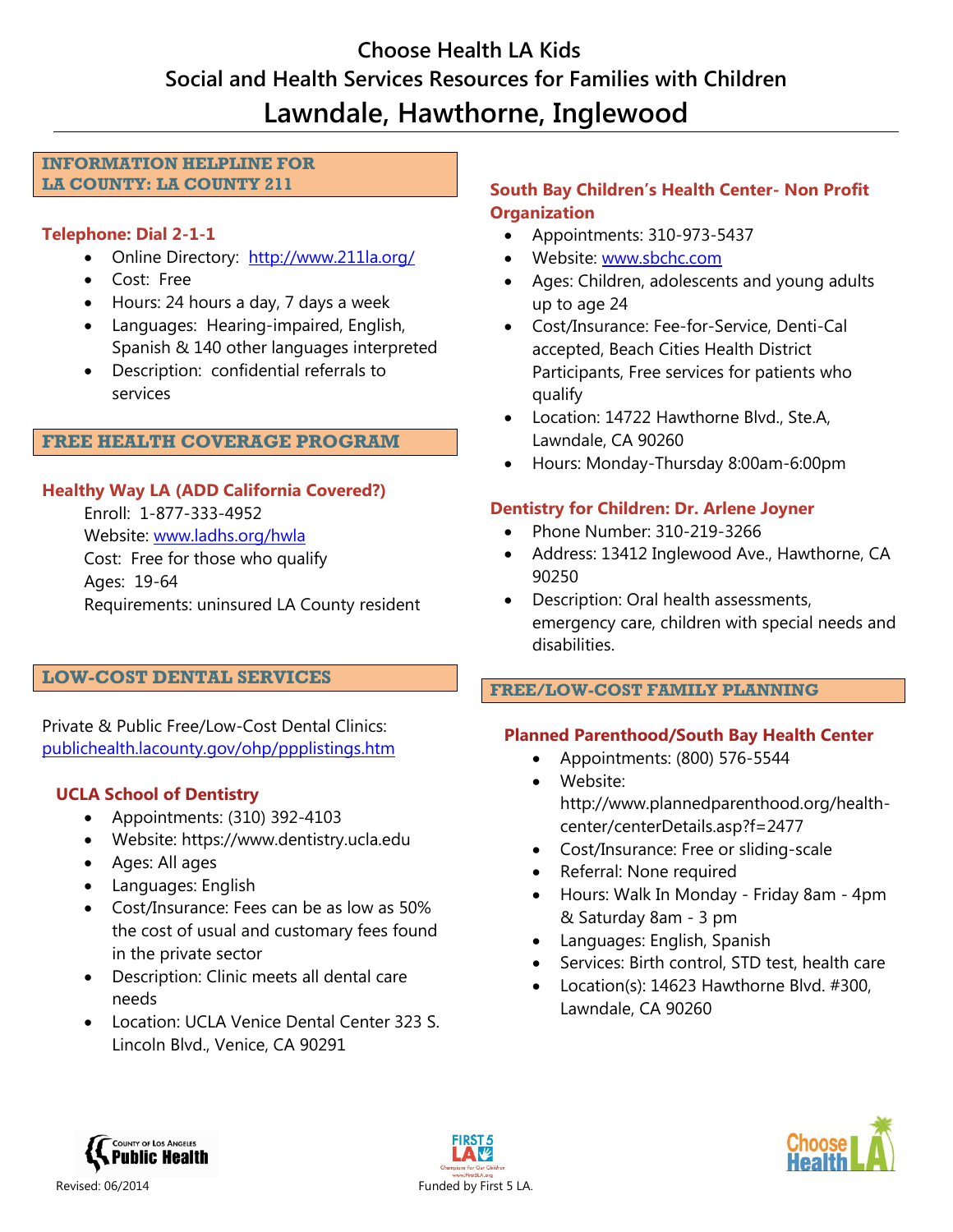# Choose Health LA Kids

## Social and Health Services Resources for Families with Children

# Lawndale, Hawthorne, Inglewood

## INFORMATION HELPLINE FOR LA COUNTY: LA COUNTY 211

### Telephone: Dial 2-1-1

- Online Directory: http://www.211la.org/
- Cost: Free
- Hours: 24 hours a day, 7 days a week
- Languages: Hearing-impaired, English, Spanish & 140 other languages interpreted
- Description: confidential referrals to services

## FREE HEALTH COVERAGE PROGRAM

### Healthy Way LA (ADD California Covered?)

Enroll: 1-877-333-4952
Website: www.ladhs.org/hwla
Cost: Free for those who qualify
Ages: 19-64
Requirements: uninsured LA County resident

## LOW-COST DENTAL SERVICES

Private & Public Free/Low-Cost Dental Clinics: publichealth.lacounty.gov/ohp/ppplistings.htm

### UCLA School of Dentistry

- Appointments: (310) 392-4103
- Website: https://www.dentistry.ucla.edu
- Ages: All ages
- Languages: English
- Cost/Insurance: Fees can be as low as 50% the cost of usual and customary fees found in the private sector
- Description: Clinic meets all dental care needs
- Location: UCLA Venice Dental Center 323 S. Lincoln Blvd., Venice, CA 90291

### South Bay Children's Health Center- Non Profit Organization

- Appointments: 310-973-5437
- Website: www.sbchc.com
- Ages: Children, adolescents and young adults up to age 24
- Cost/Insurance: Fee-for-Service, Denti-Cal accepted, Beach Cities Health District Participants, Free services for patients who qualify
- Location: 14722 Hawthorne Blvd., Ste.A, Lawndale, CA 90260
- Hours: Monday-Thursday 8:00am-6:00pm

### Dentistry for Children: Dr. Arlene Joyner

- Phone Number: 310-219-3266
- Address: 13412 Inglewood Ave., Hawthorne, CA 90250
- Description: Oral health assessments, emergency care, children with special needs and disabilities.

## FREE/LOW-COST FAMILY PLANNING

### Planned Parenthood/South Bay Health Center

- Appointments: (800) 576-5544
- Website: http://www.plannedparenthood.org/health-center/centerDetails.asp?f=2477
- Cost/Insurance: Free or sliding-scale
- Referral: None required
- Hours: Walk In Monday - Friday 8am - 4pm & Saturday 8am - 3 pm
- Languages: English, Spanish
- Services: Birth control, STD test, health care
- Location(s): 14623 Hawthorne Blvd. #300, Lawndale, CA 90260

Revised: 06/2014

Funded by First 5 LA.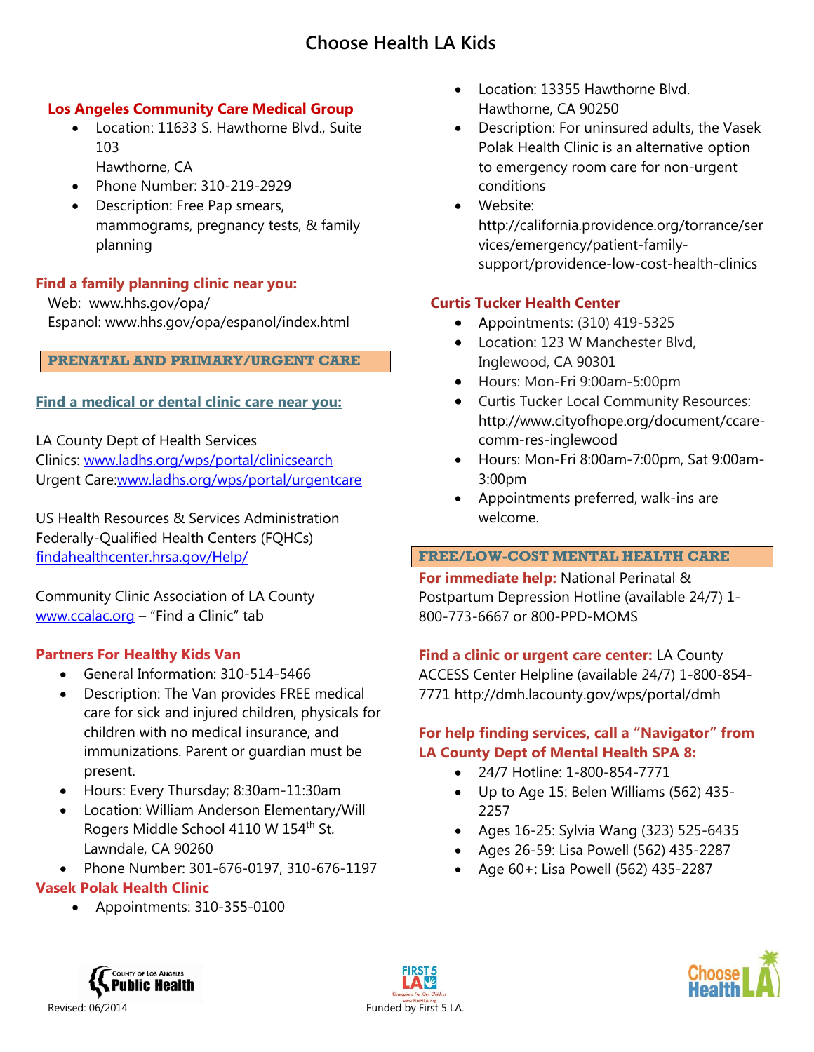# Choose Health LA Kids

**Los Angeles Community Care Medical Group**

- Location: 11633 S. Hawthorne Blvd., Suite 103
  Hawthorne, CA
- Phone Number: 310-219-2929
- Description: Free Pap smears, mammograms, pregnancy tests, & family planning

**Find a family planning clinic near you:**

Web: www.hhs.gov/opa/
Espanol: www.hhs.gov/opa/espanol/index.html

## PRENATAL AND PRIMARY/URGENT CARE

**Find a medical or dental clinic care near you:**

LA County Dept of Health Services
Clinics: www.ladhs.org/wps/portal/clinicsearch
Urgent Care: www.ladhs.org/wps/portal/urgentcare

US Health Resources & Services Administration Federally-Qualified Health Centers (FQHCs)
findahealthcenter.hrsa.gov/Help/

Community Clinic Association of LA County
www.ccalac.org – "Find a Clinic" tab

**Partners For Healthy Kids Van**

- General Information: 310-514-5466
- Description: The Van provides FREE medical care for sick and injured children, physicals for children with no medical insurance, and immunizations. Parent or guardian must be present.
- Hours: Every Thursday; 8:30am-11:30am
- Location: William Anderson Elementary/Will Rogers Middle School 4110 W 154th St. Lawndale, CA 90260
- Phone Number: 301-676-0197, 310-676-1197

**Vasek Polak Health Clinic**

- Appointments: 310-355-0100
- Location: 13355 Hawthorne Blvd. Hawthorne, CA 90250
- Description: For uninsured adults, the Vasek Polak Health Clinic is an alternative option to emergency room care for non-urgent conditions
- Website: http://california.providence.org/torrance/services/emergency/patient-family-support/providence-low-cost-health-clinics

**Curtis Tucker Health Center**

- Appointments: (310) 419-5325
- Location: 123 W Manchester Blvd, Inglewood, CA 90301
- Hours: Mon-Fri 9:00am-5:00pm
- Curtis Tucker Local Community Resources: http://www.cityofhope.org/document/ccare-comm-res-inglewood
- Hours: Mon-Fri 8:00am-7:00pm, Sat 9:00am-3:00pm
- Appointments preferred, walk-ins are welcome.

## FREE/LOW-COST MENTAL HEALTH CARE

**For immediate help:** National Perinatal & Postpartum Depression Hotline (available 24/7) 1-800-773-6667 or 800-PPD-MOMS

**Find a clinic or urgent care center:** LA County ACCESS Center Helpline (available 24/7) 1-800-854-7771 http://dmh.lacounty.gov/wps/portal/dmh

**For help finding services, call a "Navigator" from LA County Dept of Mental Health SPA 8:**

- 24/7 Hotline: 1-800-854-7771
- Up to Age 15: Belen Williams (562) 435-2257
- Ages 16-25: Sylvia Wang (323) 525-6435
- Ages 26-59: Lisa Powell (562) 435-2287
- Age 60+: Lisa Powell (562) 435-2287

Revised: 06/2014

Funded by First 5 LA.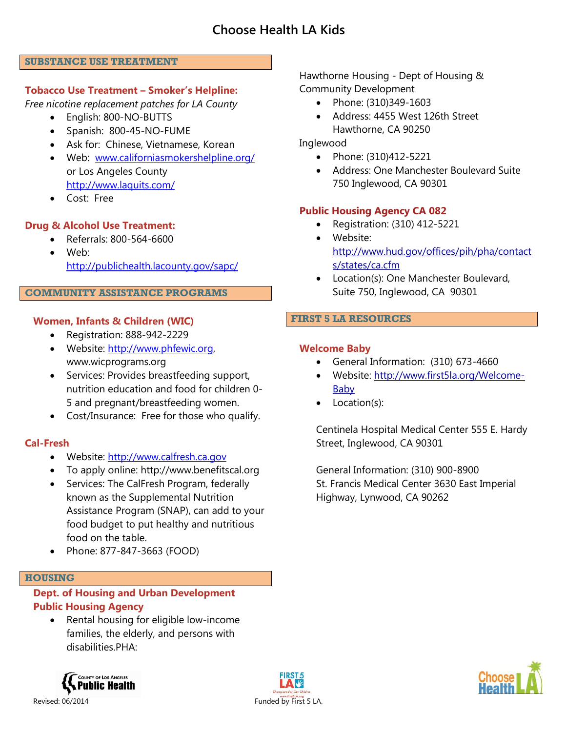# Choose Health LA Kids

## SUBSTANCE USE TREATMENT

### Tobacco Use Treatment – Smoker's Helpline:

*Free nicotine replacement patches for LA County*

- English: 800-NO-BUTTS
- Spanish: 800-45-NO-FUME
- Ask for: Chinese, Vietnamese, Korean
- Web: www.californiasmokershelpline.org/ or Los Angeles County http://www.laquits.com/
- Cost: Free

### Drug & Alcohol Use Treatment:

- Referrals: 800-564-6600
- Web: http://publichealth.lacounty.gov/sapc/

## COMMUNITY ASSISTANCE PROGRAMS

### Women, Infants & Children (WIC)

- Registration: 888-942-2229
- Website: http://www.phfewic.org, www.wicprograms.org
- Services: Provides breastfeeding support, nutrition education and food for children 0-5 and pregnant/breastfeeding women.
- Cost/Insurance: Free for those who qualify.

### Cal-Fresh

- Website: http://www.calfresh.ca.gov
- To apply online: http://www.benefitscal.org
- Services: The CalFresh Program, federally known as the Supplemental Nutrition Assistance Program (SNAP), can add to your food budget to put healthy and nutritious food on the table.
- Phone: 877-847-3663 (FOOD)

## HOUSING

### Dept. of Housing and Urban Development Public Housing Agency

- Rental housing for eligible low-income families, the elderly, and persons with disabilities.PHA:

Hawthorne Housing - Dept of Housing & Community Development

- Phone: (310)349-1603
- Address: 4455 West 126th Street Hawthorne, CA 90250

Inglewood

- Phone: (310)412-5221
- Address: One Manchester Boulevard Suite 750 Inglewood, CA 90301

### Public Housing Agency CA 082

- Registration: (310) 412-5221
- Website: http://www.hud.gov/offices/pih/pha/contacts/states/ca.cfm
- Location(s): One Manchester Boulevard, Suite 750, Inglewood, CA 90301

## FIRST 5 LA RESOURCES

### Welcome Baby

- General Information: (310) 673-4660
- Website: http://www.first5la.org/Welcome-Baby
- Location(s):

Centinela Hospital Medical Center 555 E. Hardy Street, Inglewood, CA 90301

General Information: (310) 900-8900
St. Francis Medical Center 3630 East Imperial Highway, Lynwood, CA 90262

Revised: 06/2014

Funded by First 5 LA.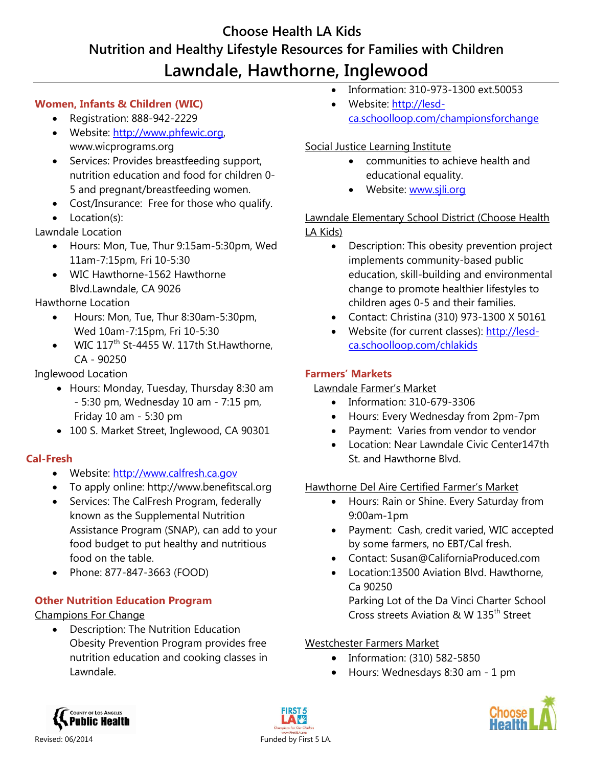# Choose Health LA Kids

## Nutrition and Healthy Lifestyle Resources for Families with Children

## Lawndale, Hawthorne, Inglewood

### Women, Infants & Children (WIC)

- Registration: 888-942-2229
- Website: http://www.phfewic.org, www.wicprograms.org
- Services: Provides breastfeeding support, nutrition education and food for children 0-5 and pregnant/breastfeeding women.
- Cost/Insurance: Free for those who qualify.
- Location(s):

Lawndale Location

- Hours: Mon, Tue, Thur 9:15am-5:30pm, Wed 11am-7:15pm, Fri 10-5:30
- WIC Hawthorne-1562 Hawthorne Blvd.Lawndale, CA 9026

Hawthorne Location

- Hours: Mon, Tue, Thur 8:30am-5:30pm, Wed 10am-7:15pm, Fri 10-5:30
- WIC 117th St-4455 W. 117th St.Hawthorne, CA - 90250

Inglewood Location

- Hours: Monday, Tuesday, Thursday 8:30 am - 5:30 pm, Wednesday 10 am - 7:15 pm, Friday 10 am - 5:30 pm
- 100 S. Market Street, Inglewood, CA 90301

### Cal-Fresh

- Website: http://www.calfresh.ca.gov
- To apply online: http://www.benefitscal.org
- Services: The CalFresh Program, federally known as the Supplemental Nutrition Assistance Program (SNAP), can add to your food budget to put healthy and nutritious food on the table.
- Phone: 877-847-3663 (FOOD)

### Other Nutrition Education Program

Champions For Change

- Description: The Nutrition Education Obesity Prevention Program provides free nutrition education and cooking classes in Lawndale.
- Information: 310-973-1300 ext.50053
- Website: http://lesd-ca.schoolloop.com/championsforchange

Social Justice Learning Institute

- communities to achieve health and educational equality.
- Website: www.sjli.org

Lawndale Elementary School District (Choose Health LA Kids)

- Description: This obesity prevention project implements community-based public education, skill-building and environmental change to promote healthier lifestyles to children ages 0-5 and their families.
- Contact: Christina (310) 973-1300 X 50161
- Website (for current classes): http://lesd-ca.schoolloop.com/chlakids

### Farmers' Markets

Lawndale Farmer's Market

- Information: 310-679-3306
- Hours: Every Wednesday from 2pm-7pm
- Payment: Varies from vendor to vendor
- Location: Near Lawndale Civic Center147th St. and Hawthorne Blvd.

Hawthorne Del Aire Certified Farmer's Market

- Hours: Rain or Shine. Every Saturday from 9:00am-1pm
- Payment: Cash, credit varied, WIC accepted by some farmers, no EBT/Cal fresh.
- Contact: Susan@CaliforniaProduced.com
- Location:13500 Aviation Blvd. Hawthorne, Ca 90250
  Parking Lot of the Da Vinci Charter School
  Cross streets Aviation & W 135th Street

Westchester Farmers Market

- Information: (310) 582-5850
- Hours: Wednesdays 8:30 am - 1 pm

Revised: 06/2014

Funded by First 5 LA.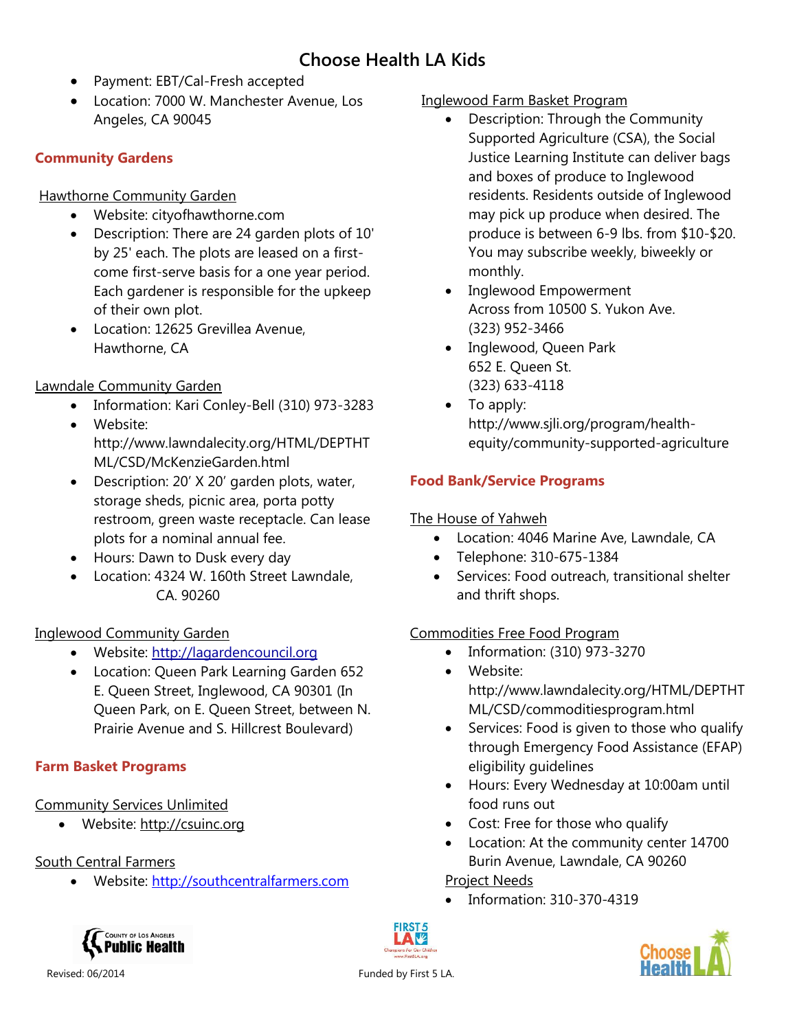- Payment: EBT/Cal-Fresh accepted
- Location: 7000 W. Manchester Avenue, Los Angeles, CA 90045

## Community Gardens

Hawthorne Community Garden

- Website: cityofhawthorne.com
- Description: There are 24 garden plots of 10' by 25' each. The plots are leased on a first-come first-serve basis for a one year period. Each gardener is responsible for the upkeep of their own plot.
- Location: 12625 Grevillea Avenue, Hawthorne, CA

Lawndale Community Garden

- Information: Kari Conley-Bell (310) 973-3283
- Website: http://www.lawndalecity.org/HTML/DEPTHTML/CSD/McKenzieGarden.html
- Description: 20' X 20' garden plots, water, storage sheds, picnic area, porta potty restroom, green waste receptacle. Can lease plots for a nominal annual fee.
- Hours: Dawn to Dusk every day
- Location: 4324 W. 160th Street Lawndale, CA. 90260

Inglewood Community Garden

- Website: http://lagardencouncil.org
- Location: Queen Park Learning Garden 652 E. Queen Street, Inglewood, CA 90301 (In Queen Park, on E. Queen Street, between N. Prairie Avenue and S. Hillcrest Boulevard)

## Farm Basket Programs

Community Services Unlimited

- Website: http://csuinc.org

South Central Farmers

- Website: http://southcentralfarmers.com

Inglewood Farm Basket Program

- Description: Through the Community Supported Agriculture (CSA), the Social Justice Learning Institute can deliver bags and boxes of produce to Inglewood residents. Residents outside of Inglewood may pick up produce when desired. The produce is between 6-9 lbs. from $10-$20. You may subscribe weekly, biweekly or monthly.
- Inglewood Empowerment
  Across from 10500 S. Yukon Ave.
  (323) 952-3466
- Inglewood, Queen Park
  652 E. Queen St.
  (323) 633-4118
- To apply: http://www.sjli.org/program/health-equity/community-supported-agriculture

## Food Bank/Service Programs

The House of Yahweh

- Location: 4046 Marine Ave, Lawndale, CA
- Telephone: 310-675-1384
- Services: Food outreach, transitional shelter and thrift shops.

Commodities Free Food Program

- Information: (310) 973-3270
- Website: http://www.lawndalecity.org/HTML/DEPTHTML/CSD/commoditiesprogram.html
- Services: Food is given to those who qualify through Emergency Food Assistance (EFAP) eligibility guidelines
- Hours: Every Wednesday at 10:00am until food runs out
- Cost: Free for those who qualify
- Location: At the community center 14700 Burin Avenue, Lawndale, CA 90260

Project Needs

- Information: 310-370-4319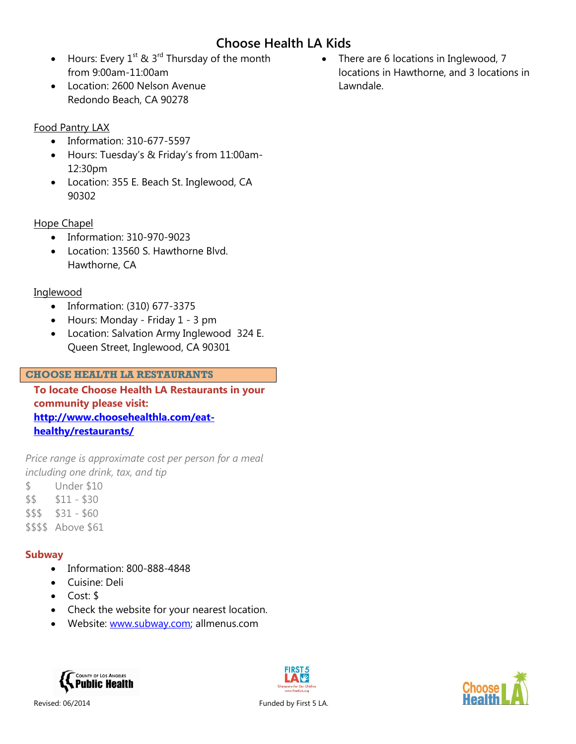- Hours: Every 1st & 3rd Thursday of the month from 9:00am-11:00am
- Location: 2600 Nelson Avenue Redondo Beach, CA 90278

Food Pantry LAX

- Information: 310-677-5597
- Hours: Tuesday's & Friday's from 11:00am-12:30pm
- Location: 355 E. Beach St. Inglewood, CA 90302

Hope Chapel

- Information: 310-970-9023
- Location: 13560 S. Hawthorne Blvd. Hawthorne, CA

Inglewood

- Information: (310) 677-3375
- Hours: Monday - Friday 1 - 3 pm
- Location: Salvation Army Inglewood 324 E. Queen Street, Inglewood, CA 90301

## CHOOSE HEALTH LA RESTAURANTS

**To locate Choose Health LA Restaurants in your community please visit: http://www.choosehealthla.com/eat-healthy/restaurants/**

*Price range is approximate cost per person for a meal including one drink, tax, and tip*

$ Under $10
$$ $11 - $30
$$$ $31 - $60
$$$$ Above $61

**Subway**

- Information: 800-888-4848
- Cuisine: Deli
- Cost: $
- Check the website for your nearest location.
- Website: www.subway.com; allmenus.com
- There are 6 locations in Inglewood, 7 locations in Hawthorne, and 3 locations in Lawndale.

Revised: 06/2014

Funded by First 5 LA.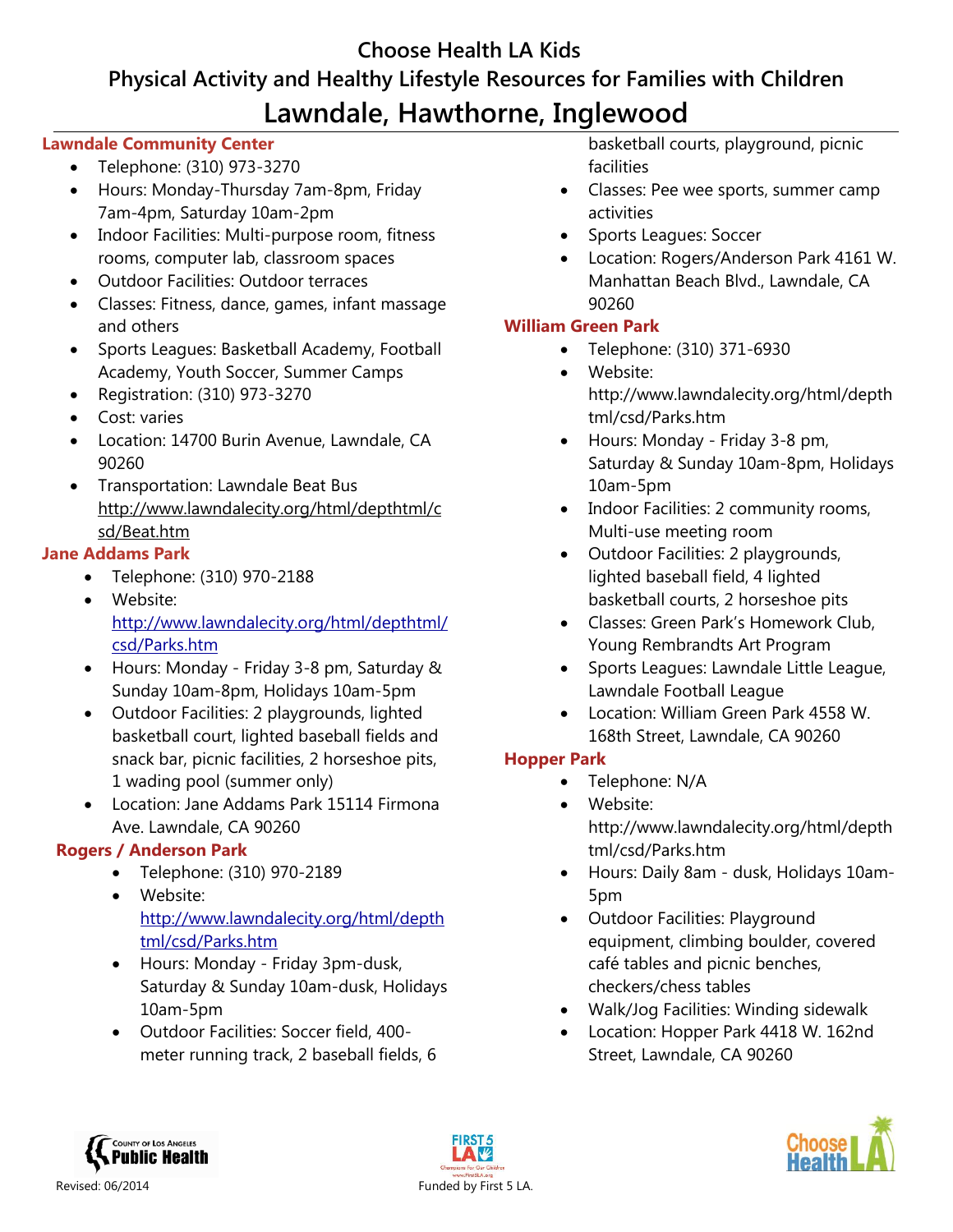# Choose Health LA Kids

## Physical Activity and Healthy Lifestyle Resources for Families with Children

## Lawndale, Hawthorne, Inglewood

### Lawndale Community Center

- Telephone: (310) 973-3270
- Hours: Monday-Thursday 7am-8pm, Friday 7am-4pm, Saturday 10am-2pm
- Indoor Facilities: Multi-purpose room, fitness rooms, computer lab, classroom spaces
- Outdoor Facilities: Outdoor terraces
- Classes: Fitness, dance, games, infant massage and others
- Sports Leagues: Basketball Academy, Football Academy, Youth Soccer, Summer Camps
- Registration: (310) 973-3270
- Cost: varies
- Location: 14700 Burin Avenue, Lawndale, CA 90260
- Transportation: Lawndale Beat Bus http://www.lawndalecity.org/html/depthtml/csd/Beat.htm

### Jane Addams Park

- Telephone: (310) 970-2188
- Website: http://www.lawndalecity.org/html/depthtml/csd/Parks.htm
- Hours: Monday - Friday 3-8 pm, Saturday & Sunday 10am-8pm, Holidays 10am-5pm
- Outdoor Facilities: 2 playgrounds, lighted basketball court, lighted baseball fields and snack bar, picnic facilities, 2 horseshoe pits, 1 wading pool (summer only)
- Location: Jane Addams Park 15114 Firmona Ave. Lawndale, CA 90260

### Rogers / Anderson Park

- Telephone: (310) 970-2189
- Website: http://www.lawndalecity.org/html/depthtml/csd/Parks.htm
- Hours: Monday - Friday 3pm-dusk, Saturday & Sunday 10am-dusk, Holidays 10am-5pm
- Outdoor Facilities: Soccer field, 400-meter running track, 2 baseball fields, 6 basketball courts, playground, picnic facilities
- Classes: Pee wee sports, summer camp activities
- Sports Leagues: Soccer
- Location: Rogers/Anderson Park 4161 W. Manhattan Beach Blvd., Lawndale, CA 90260

### William Green Park

- Telephone: (310) 371-6930
- Website: http://www.lawndalecity.org/html/depthtml/csd/Parks.htm
- Hours: Monday - Friday 3-8 pm, Saturday & Sunday 10am-8pm, Holidays 10am-5pm
- Indoor Facilities: 2 community rooms, Multi-use meeting room
- Outdoor Facilities: 2 playgrounds, lighted baseball field, 4 lighted basketball courts, 2 horseshoe pits
- Classes: Green Park's Homework Club, Young Rembrandts Art Program
- Sports Leagues: Lawndale Little League, Lawndale Football League
- Location: William Green Park 4558 W. 168th Street, Lawndale, CA 90260

### Hopper Park

- Telephone: N/A
- Website: http://www.lawndalecity.org/html/depthtml/csd/Parks.htm
- Hours: Daily 8am - dusk, Holidays 10am-5pm
- Outdoor Facilities: Playground equipment, climbing boulder, covered café tables and picnic benches, checkers/chess tables
- Walk/Jog Facilities: Winding sidewalk
- Location: Hopper Park 4418 W. 162nd Street, Lawndale, CA 90260

Revised: 06/2014

Funded by First 5 LA.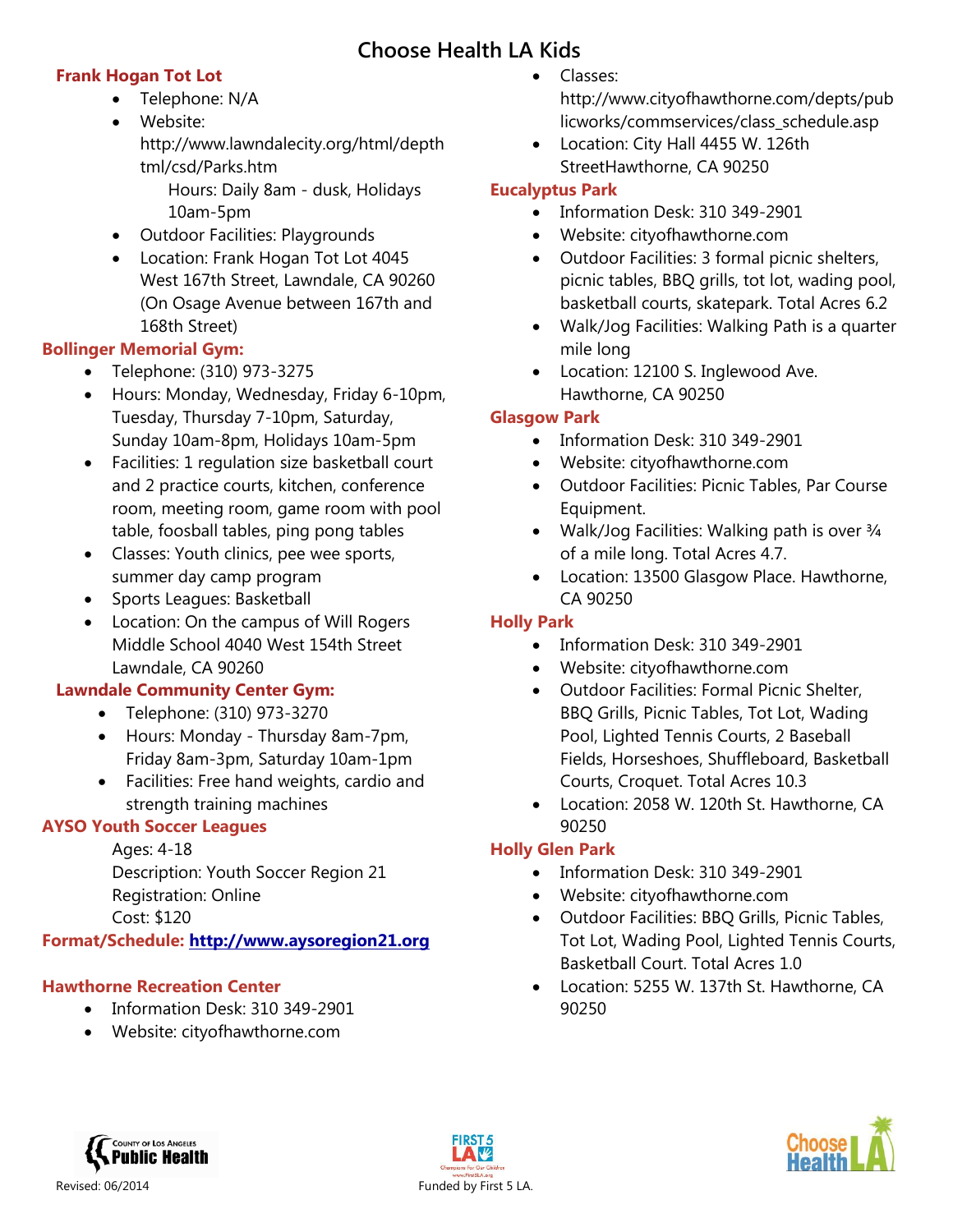# Choose Health LA Kids

### Frank Hogan Tot Lot

- Telephone: N/A
- Website: http://www.lawndalecity.org/html/depthtml/csd/Parks.htm

  Hours: Daily 8am - dusk, Holidays 10am-5pm
- Outdoor Facilities: Playgrounds
- Location: Frank Hogan Tot Lot 4045 West 167th Street, Lawndale, CA 90260 (On Osage Avenue between 167th and 168th Street)

### Bollinger Memorial Gym:

- Telephone: (310) 973-3275
- Hours: Monday, Wednesday, Friday 6-10pm, Tuesday, Thursday 7-10pm, Saturday, Sunday 10am-8pm, Holidays 10am-5pm
- Facilities: 1 regulation size basketball court and 2 practice courts, kitchen, conference room, meeting room, game room with pool table, foosball tables, ping pong tables
- Classes: Youth clinics, pee wee sports, summer day camp program
- Sports Leagues: Basketball
- Location: On the campus of Will Rogers Middle School 4040 West 154th Street Lawndale, CA 90260

### Lawndale Community Center Gym:

- Telephone: (310) 973-3270
- Hours: Monday - Thursday 8am-7pm, Friday 8am-3pm, Saturday 10am-1pm
- Facilities: Free hand weights, cardio and strength training machines

### AYSO Youth Soccer Leagues

Ages: 4-18
Description: Youth Soccer Region 21
Registration: Online
Cost: $120

**Format/Schedule:** http://www.aysoregion21.org

### Hawthorne Recreation Center

- Information Desk: 310 349-2901
- Website: cityofhawthorne.com
- Classes: http://www.cityofhawthorne.com/depts/publicworks/commservices/class_schedule.asp
- Location: City Hall 4455 W. 126th StreetHawthorne, CA 90250

### Eucalyptus Park

- Information Desk: 310 349-2901
- Website: cityofhawthorne.com
- Outdoor Facilities: 3 formal picnic shelters, picnic tables, BBQ grills, tot lot, wading pool, basketball courts, skatepark. Total Acres 6.2
- Walk/Jog Facilities: Walking Path is a quarter mile long
- Location: 12100 S. Inglewood Ave. Hawthorne, CA 90250

### Glasgow Park

- Information Desk: 310 349-2901
- Website: cityofhawthorne.com
- Outdoor Facilities: Picnic Tables, Par Course Equipment.
- Walk/Jog Facilities: Walking path is over ¾ of a mile long. Total Acres 4.7.
- Location: 13500 Glasgow Place. Hawthorne, CA 90250

### Holly Park

- Information Desk: 310 349-2901
- Website: cityofhawthorne.com
- Outdoor Facilities: Formal Picnic Shelter, BBQ Grills, Picnic Tables, Tot Lot, Wading Pool, Lighted Tennis Courts, 2 Baseball Fields, Horseshoes, Shuffleboard, Basketball Courts, Croquet. Total Acres 10.3
- Location: 2058 W. 120th St. Hawthorne, CA 90250

### Holly Glen Park

- Information Desk: 310 349-2901
- Website: cityofhawthorne.com
- Outdoor Facilities: BBQ Grills, Picnic Tables, Tot Lot, Wading Pool, Lighted Tennis Courts, Basketball Court. Total Acres 1.0
- Location: 5255 W. 137th St. Hawthorne, CA 90250

Revised: 06/2014

Funded by First 5 LA.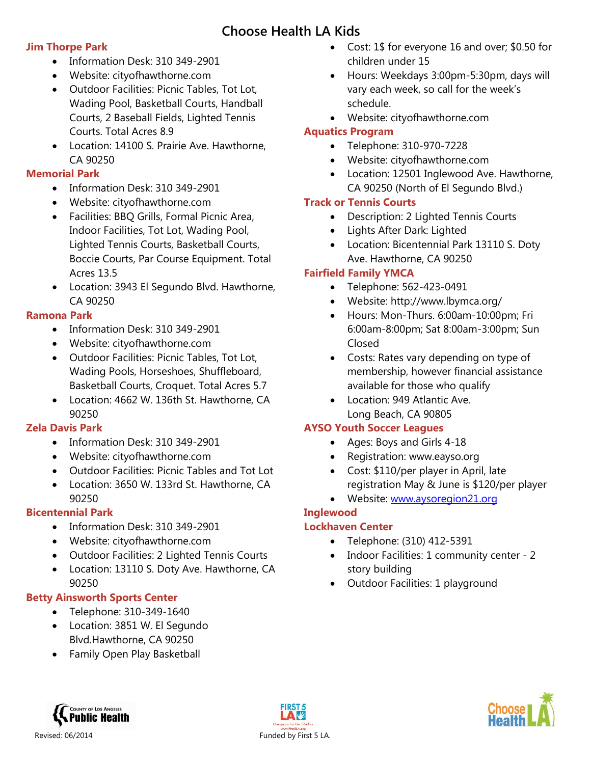# Choose Health LA Kids

## Jim Thorpe Park

- Information Desk: 310 349-2901
- Website: cityofhawthorne.com
- Outdoor Facilities: Picnic Tables, Tot Lot, Wading Pool, Basketball Courts, Handball Courts, 2 Baseball Fields, Lighted Tennis Courts. Total Acres 8.9
- Location: 14100 S. Prairie Ave. Hawthorne, CA 90250

## Memorial Park

- Information Desk: 310 349-2901
- Website: cityofhawthorne.com
- Facilities: BBQ Grills, Formal Picnic Area, Indoor Facilities, Tot Lot, Wading Pool, Lighted Tennis Courts, Basketball Courts, Boccie Courts, Par Course Equipment. Total Acres 13.5
- Location: 3943 El Segundo Blvd. Hawthorne, CA 90250

## Ramona Park

- Information Desk: 310 349-2901
- Website: cityofhawthorne.com
- Outdoor Facilities: Picnic Tables, Tot Lot, Wading Pools, Horseshoes, Shuffleboard, Basketball Courts, Croquet. Total Acres 5.7
- Location: 4662 W. 136th St. Hawthorne, CA 90250

## Zela Davis Park

- Information Desk: 310 349-2901
- Website: cityofhawthorne.com
- Outdoor Facilities: Picnic Tables and Tot Lot
- Location: 3650 W. 133rd St. Hawthorne, CA 90250

## Bicentennial Park

- Information Desk: 310 349-2901
- Website: cityofhawthorne.com
- Outdoor Facilities: 2 Lighted Tennis Courts
- Location: 13110 S. Doty Ave. Hawthorne, CA 90250

## Betty Ainsworth Sports Center

- Telephone: 310-349-1640
- Location: 3851 W. El Segundo Blvd.Hawthorne, CA 90250
- Family Open Play Basketball
- Cost: 1$ for everyone 16 and over; $0.50 for children under 15
- Hours: Weekdays 3:00pm-5:30pm, days will vary each week, so call for the week's schedule.
- Website: cityofhawthorne.com

## Aquatics Program

- Telephone: 310-970-7228
- Website: cityofhawthorne.com
- Location: 12501 Inglewood Ave. Hawthorne, CA 90250 (North of El Segundo Blvd.)

## Track or Tennis Courts

- Description: 2 Lighted Tennis Courts
- Lights After Dark: Lighted
- Location: Bicentennial Park 13110 S. Doty Ave. Hawthorne, CA 90250

## Fairfield Family YMCA

- Telephone: 562-423-0491
- Website: http://www.lbymca.org/
- Hours: Mon-Thurs. 6:00am-10:00pm; Fri 6:00am-8:00pm; Sat 8:00am-3:00pm; Sun Closed
- Costs: Rates vary depending on type of membership, however financial assistance available for those who qualify
- Location: 949 Atlantic Ave. Long Beach, CA 90805

## AYSO Youth Soccer Leagues

- Ages: Boys and Girls 4-18
- Registration: www.eayso.org
- Cost: $110/per player in April, late registration May & June is $120/per player
- Website: [www.aysoregion21.org](http://www.aysoregion21.org)

## Inglewood

## Lockhaven Center

- Telephone: (310) 412-5391
- Indoor Facilities: 1 community center - 2 story building
- Outdoor Facilities: 1 playground

Revised: 06/2014

Funded by First 5 LA.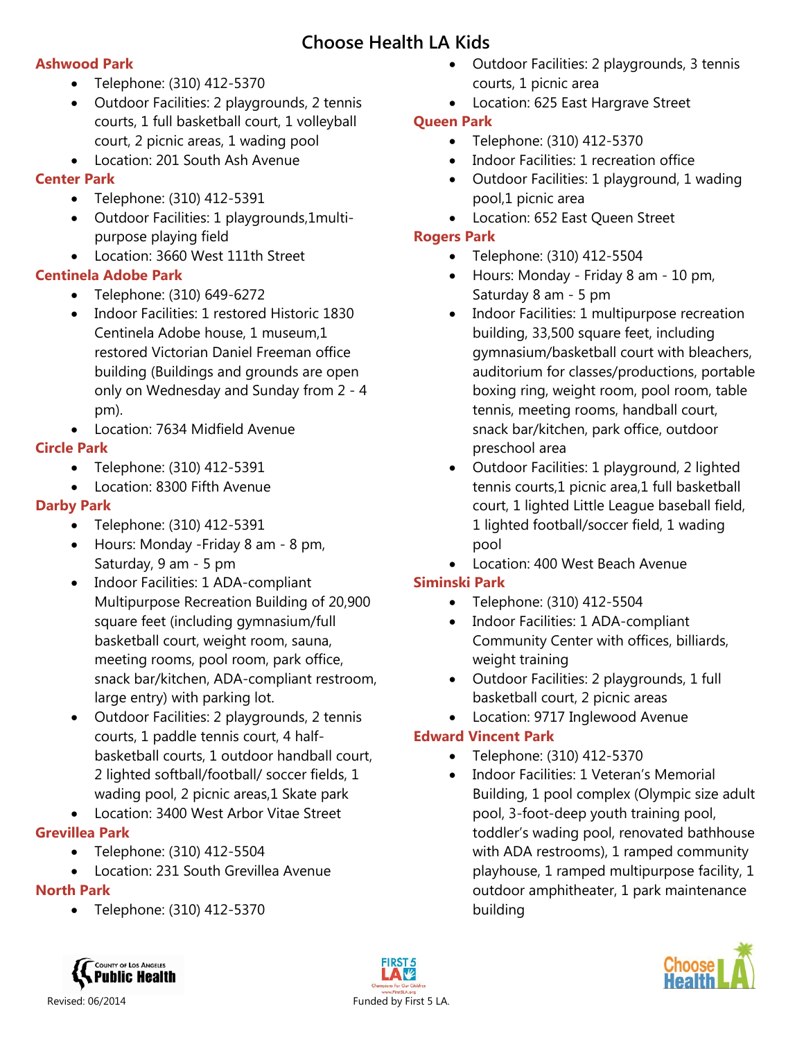# Choose Health LA Kids

### Ashwood Park

- Telephone: (310) 412-5370
- Outdoor Facilities: 2 playgrounds, 2 tennis courts, 1 full basketball court, 1 volleyball court, 2 picnic areas, 1 wading pool
- Location: 201 South Ash Avenue

### Center Park

- Telephone: (310) 412-5391
- Outdoor Facilities: 1 playgrounds,1multi-purpose playing field
- Location: 3660 West 111th Street

### Centinela Adobe Park

- Telephone: (310) 649-6272
- Indoor Facilities: 1 restored Historic 1830 Centinela Adobe house, 1 museum,1 restored Victorian Daniel Freeman office building (Buildings and grounds are open only on Wednesday and Sunday from 2 - 4 pm).
- Location: 7634 Midfield Avenue

### Circle Park

- Telephone: (310) 412-5391
- Location: 8300 Fifth Avenue

### Darby Park

- Telephone: (310) 412-5391
- Hours: Monday -Friday 8 am - 8 pm, Saturday, 9 am - 5 pm
- Indoor Facilities: 1 ADA-compliant Multipurpose Recreation Building of 20,900 square feet (including gymnasium/full basketball court, weight room, sauna, meeting rooms, pool room, park office, snack bar/kitchen, ADA-compliant restroom, large entry) with parking lot.
- Outdoor Facilities: 2 playgrounds, 2 tennis courts, 1 paddle tennis court, 4 half-basketball courts, 1 outdoor handball court, 2 lighted softball/football/ soccer fields, 1 wading pool, 2 picnic areas,1 Skate park
- Location: 3400 West Arbor Vitae Street

### Grevillea Park

- Telephone: (310) 412-5504
- Location: 231 South Grevillea Avenue

### North Park

- Telephone: (310) 412-5370
- Outdoor Facilities: 2 playgrounds, 3 tennis courts, 1 picnic area
- Location: 625 East Hargrave Street

### Queen Park

- Telephone: (310) 412-5370
- Indoor Facilities: 1 recreation office
- Outdoor Facilities: 1 playground, 1 wading pool,1 picnic area
- Location: 652 East Queen Street

### Rogers Park

- Telephone: (310) 412-5504
- Hours: Monday - Friday 8 am - 10 pm, Saturday 8 am - 5 pm
- Indoor Facilities: 1 multipurpose recreation building, 33,500 square feet, including gymnasium/basketball court with bleachers, auditorium for classes/productions, portable boxing ring, weight room, pool room, table tennis, meeting rooms, handball court, snack bar/kitchen, park office, outdoor preschool area
- Outdoor Facilities: 1 playground, 2 lighted tennis courts,1 picnic area,1 full basketball court, 1 lighted Little League baseball field, 1 lighted football/soccer field, 1 wading pool
- Location: 400 West Beach Avenue

### Siminski Park

- Telephone: (310) 412-5504
- Indoor Facilities: 1 ADA-compliant Community Center with offices, billiards, weight training
- Outdoor Facilities: 2 playgrounds, 1 full basketball court, 2 picnic areas
- Location: 9717 Inglewood Avenue

### Edward Vincent Park

- Telephone: (310) 412-5370
- Indoor Facilities: 1 Veteran's Memorial Building, 1 pool complex (Olympic size adult pool, 3-foot-deep youth training pool, toddler's wading pool, renovated bathhouse with ADA restrooms), 1 ramped community playhouse, 1 ramped multipurpose facility, 1 outdoor amphitheater, 1 park maintenance building

Revised: 06/2014

Funded by First 5 LA.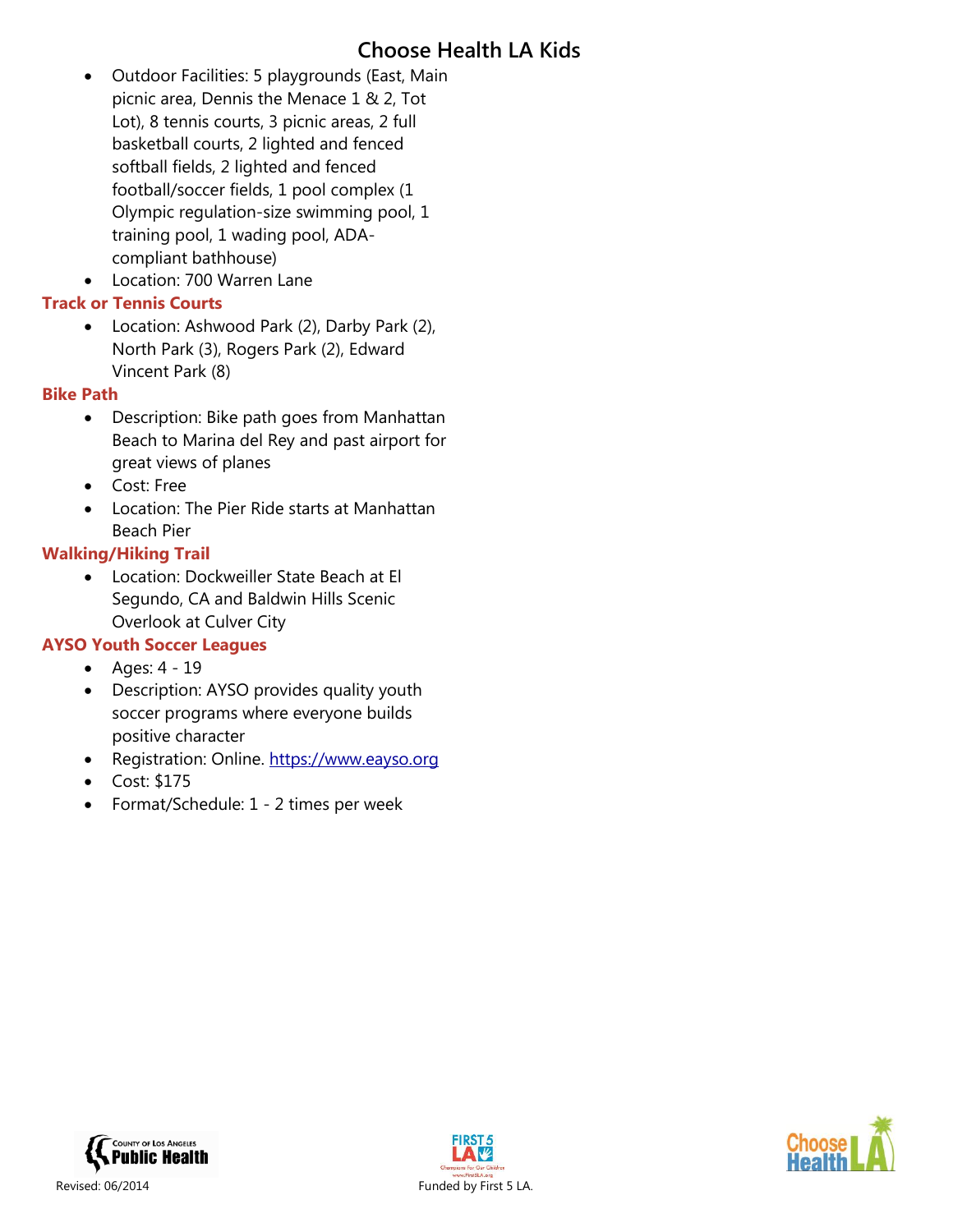- Outdoor Facilities: 5 playgrounds (East, Main picnic area, Dennis the Menace 1 & 2, Tot Lot), 8 tennis courts, 3 picnic areas, 2 full basketball courts, 2 lighted and fenced softball fields, 2 lighted and fenced football/soccer fields, 1 pool complex (1 Olympic regulation-size swimming pool, 1 training pool, 1 wading pool, ADA-compliant bathhouse)
- Location: 700 Warren Lane

### Track or Tennis Courts

- Location: Ashwood Park (2), Darby Park (2), North Park (3), Rogers Park (2), Edward Vincent Park (8)

### Bike Path

- Description: Bike path goes from Manhattan Beach to Marina del Rey and past airport for great views of planes
- Cost: Free
- Location: The Pier Ride starts at Manhattan Beach Pier

### Walking/Hiking Trail

- Location: Dockweiller State Beach at El Segundo, CA and Baldwin Hills Scenic Overlook at Culver City

### AYSO Youth Soccer Leagues

- Ages: 4 - 19
- Description: AYSO provides quality youth soccer programs where everyone builds positive character
- Registration: Online. https://www.eayso.org
- Cost: $175
- Format/Schedule: 1 - 2 times per week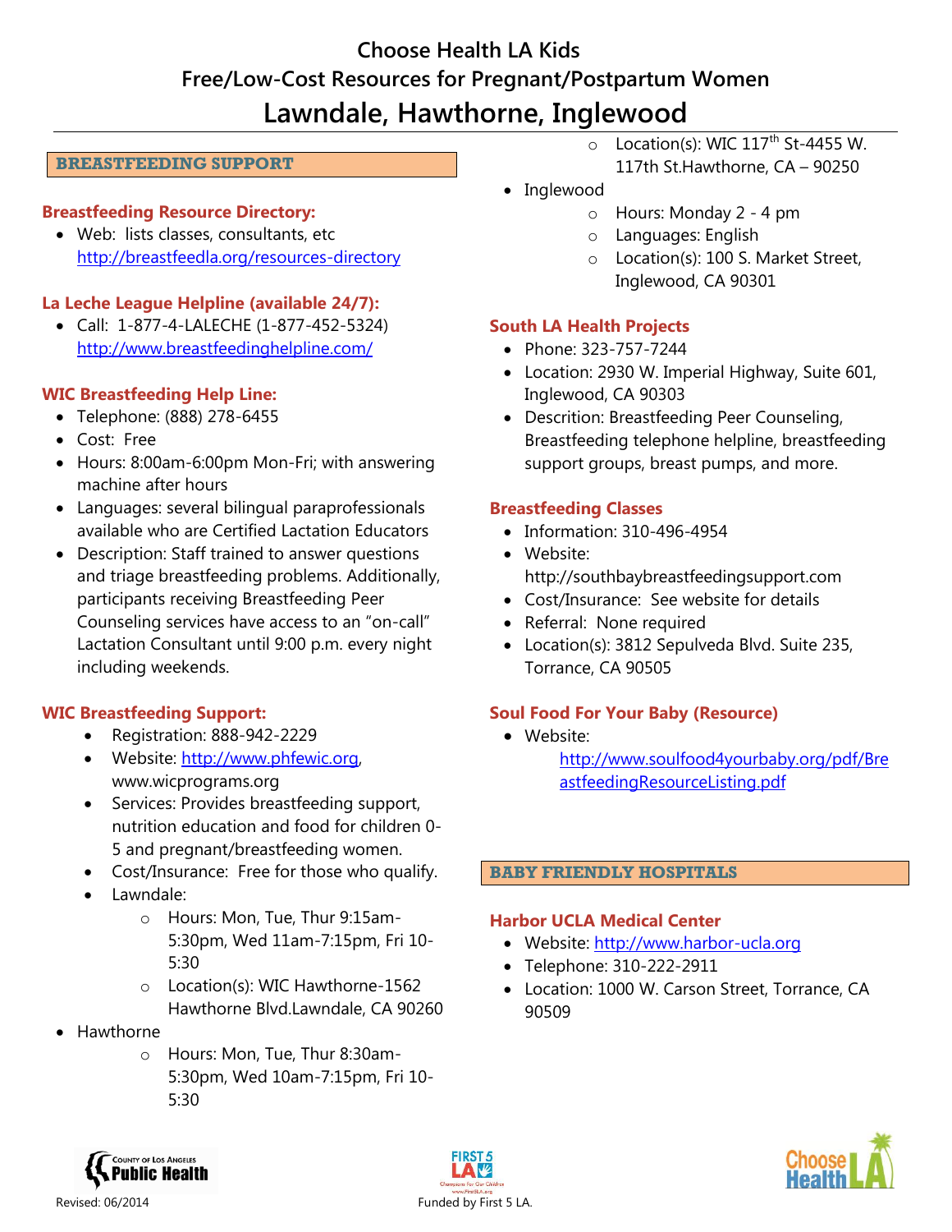# Choose Health LA Kids

## Free/Low-Cost Resources for Pregnant/Postpartum Women

## Lawndale, Hawthorne, Inglewood

### BREASTFEEDING SUPPORT

**Breastfeeding Resource Directory:**

- Web: lists classes, consultants, etc http://breastfeedla.org/resources-directory

**La Leche League Helpline (available 24/7):**

- Call: 1-877-4-LALECHE (1-877-452-5324) http://www.breastfeedinghelpline.com/

**WIC Breastfeeding Help Line:**

- Telephone: (888) 278-6455
- Cost: Free
- Hours: 8:00am-6:00pm Mon-Fri; with answering machine after hours
- Languages: several bilingual paraprofessionals available who are Certified Lactation Educators
- Description: Staff trained to answer questions and triage breastfeeding problems. Additionally, participants receiving Breastfeeding Peer Counseling services have access to an "on-call" Lactation Consultant until 9:00 p.m. every night including weekends.

**WIC Breastfeeding Support:**

- Registration: 888-942-2229
- Website: http://www.phfewic.org, www.wicprograms.org
- Services: Provides breastfeeding support, nutrition education and food for children 0-5 and pregnant/breastfeeding women.
- Cost/Insurance: Free for those who qualify.
- Lawndale:
  - Hours: Mon, Tue, Thur 9:15am-5:30pm, Wed 11am-7:15pm, Fri 10-5:30
  - Location(s): WIC Hawthorne-1562 Hawthorne Blvd.Lawndale, CA 90260
- Hawthorne
  - Hours: Mon, Tue, Thur 8:30am-5:30pm, Wed 10am-7:15pm, Fri 10-5:30
  - Location(s): WIC 117th St-4455 W. 117th St.Hawthorne, CA – 90250
- Inglewood
  - Hours: Monday 2 - 4 pm
  - Languages: English
  - Location(s): 100 S. Market Street, Inglewood, CA 90301

**South LA Health Projects**

- Phone: 323-757-7244
- Location: 2930 W. Imperial Highway, Suite 601, Inglewood, CA 90303
- Descrition: Breastfeeding Peer Counseling, Breastfeeding telephone helpline, breastfeeding support groups, breast pumps, and more.

**Breastfeeding Classes**

- Information: 310-496-4954
- Website: http://southbaybreastfeedingsupport.com
- Cost/Insurance: See website for details
- Referral: None required
- Location(s): 3812 Sepulveda Blvd. Suite 235, Torrance, CA 90505

**Soul Food For Your Baby (Resource)**

- Website: http://www.soulfood4yourbaby.org/pdf/BreastfeedingResourceListing.pdf

### BABY FRIENDLY HOSPITALS

**Harbor UCLA Medical Center**

- Website: http://www.harbor-ucla.org
- Telephone: 310-222-2911
- Location: 1000 W. Carson Street, Torrance, CA 90509

Revised: 06/2014

Funded by First 5 LA.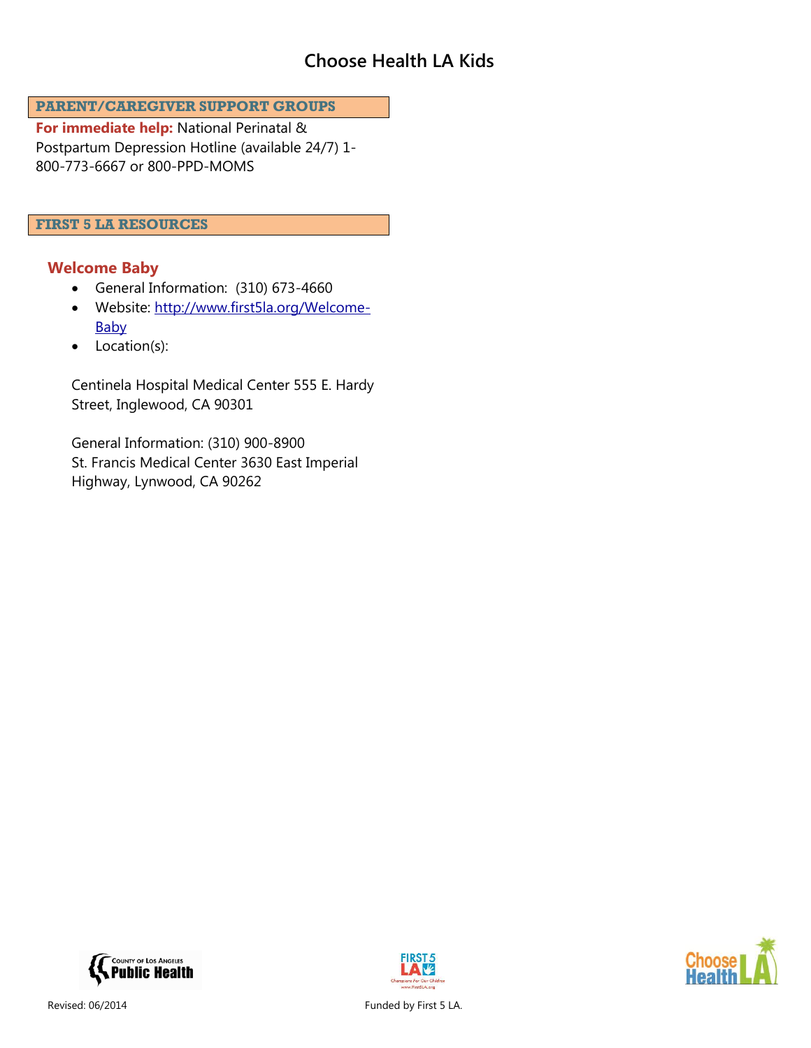# Choose Health LA Kids

## PARENT/CAREGIVER SUPPORT GROUPS

**For immediate help:** National Perinatal & Postpartum Depression Hotline (available 24/7) 1-800-773-6667 or 800-PPD-MOMS

## FIRST 5 LA RESOURCES

### Welcome Baby

- General Information: (310) 673-4660
- Website: http://www.first5la.org/Welcome-Baby
- Location(s):

Centinela Hospital Medical Center 555 E. Hardy Street, Inglewood, CA 90301

General Information: (310) 900-8900
St. Francis Medical Center 3630 East Imperial Highway, Lynwood, CA 90262

Revised: 06/2014

Funded by First 5 LA.